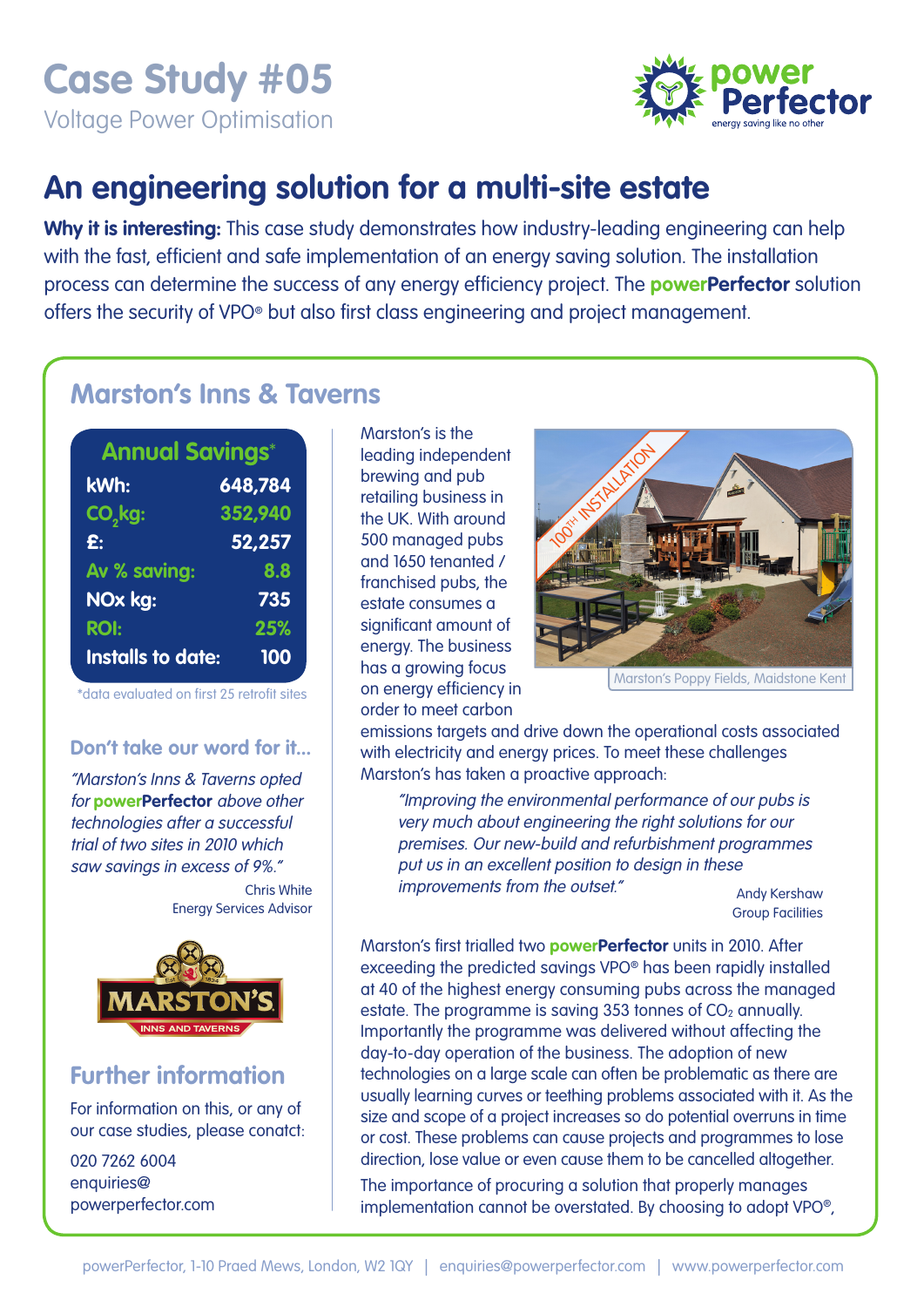# Case Study #05

Voltage Power Optimisation

## An engineering solution for a multi-site estate

**Why it is interesting:** This case study demonstrates how industry-leading engineering can help with the fast, efficient and safe implementation of an energy saving solution. The installation process can determine the success of any energy efficiency project. The **powerPerfector** solution offers the security of VPO® but also first class engineering and project management.

## Marston's Inns & Taverns

| Annual Savings* | |
|---|---|
| kWh: | 648,784 |
| $CO_2$ kg: | 352,940 |
| £: | 52,257 |
| Av % saving: | 8.8 |
| NOx kg: | 735 |
| ROI: | 25% |
| Installs to date: | 100 |

*data evaluated on first 25 retrofit sites

### Don't take our word for it...

*"Marston's Inns & Taverns opted for **powerPerfector** above other technologies after a successful trial of two sites in 2010 which saw savings in excess of 9%."*

Chris White
Energy Services Advisor

### Further information

For information on this, or any of our case studies, please conatct:

020 7262 6004
enquiries@powerperfector.com

Marston's is the leading independent brewing and pub retailing business in the UK. With around 500 managed pubs and 1650 tenanted / franchised pubs, the estate consumes a significant amount of energy. The business has a growing focus on energy efficiency in order to meet carbon emissions targets and drive down the operational costs associated with electricity and energy prices. To meet these challenges Marston's has taken a proactive approach:

Marston's Poppy Fields, Maidstone Kent

> *"Improving the environmental performance of our pubs is very much about engineering the right solutions for our premises. Our new-build and refurbishment programmes put us in an excellent position to design in these improvements from the outset."*
>
> Andy Kershaw
> Group Facilities

Marston's first trialled two **powerPerfector** units in 2010. After exceeding the predicted savings VPO® has been rapidly installed at 40 of the highest energy consuming pubs across the managed estate. The programme is saving 353 tonnes of $CO_2$ annually. Importantly the programme was delivered without affecting the day-to-day operation of the business. The adoption of new technologies on a large scale can often be problematic as there are usually learning curves or teething problems associated with it. As the size and scope of a project increases so do potential overruns in time or cost. These problems can cause projects and programmes to lose direction, lose value or even cause them to be cancelled altogether.

The importance of procuring a solution that properly manages implementation cannot be overstated. By choosing to adopt VPO®,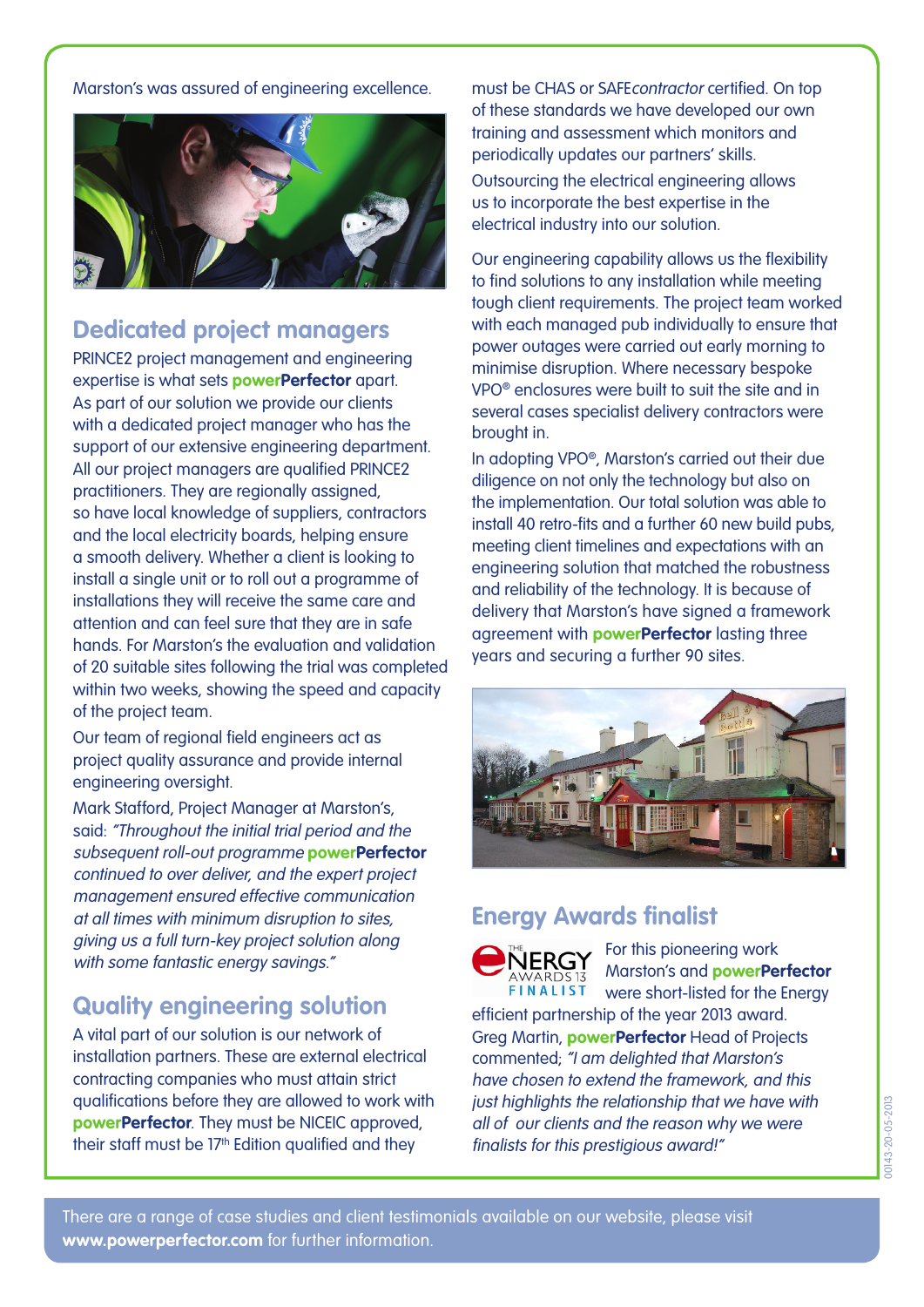Marston's was assured of engineering excellence.

## Dedicated project managers

PRINCE2 project management and engineering expertise is what sets **powerPerfector** apart. As part of our solution we provide our clients with a dedicated project manager who has the support of our extensive engineering department. All our project managers are qualified PRINCE2 practitioners. They are regionally assigned, so have local knowledge of suppliers, contractors and the local electricity boards, helping ensure a smooth delivery. Whether a client is looking to install a single unit or to roll out a programme of installations they will receive the same care and attention and can feel sure that they are in safe hands. For Marston's the evaluation and validation of 20 suitable sites following the trial was completed within two weeks, showing the speed and capacity of the project team.

Our team of regional field engineers act as project quality assurance and provide internal engineering oversight.

Mark Stafford, Project Manager at Marston's, said: *"Throughout the initial trial period and the subsequent roll-out programme* ***powerPerfector*** *continued to over deliver, and the expert project management ensured effective communication at all times with minimum disruption to sites, giving us a full turn-key project solution along with some fantastic energy savings."*

## Quality engineering solution

A vital part of our solution is our network of installation partners. These are external electrical contracting companies who must attain strict qualifications before they are allowed to work with **powerPerfector**. They must be NICEIC approved, their staff must be 17th Edition qualified and they must be CHAS or SAFE*contractor* certified. On top of these standards we have developed our own training and assessment which monitors and periodically updates our partners' skills.

Outsourcing the electrical engineering allows us to incorporate the best expertise in the electrical industry into our solution.

Our engineering capability allows us the flexibility to find solutions to any installation while meeting tough client requirements. The project team worked with each managed pub individually to ensure that power outages were carried out early morning to minimise disruption. Where necessary bespoke VPO® enclosures were built to suit the site and in several cases specialist delivery contractors were brought in.

In adopting VPO®, Marston's carried out their due diligence on not only the technology but also on the implementation. Our total solution was able to install 40 retro-fits and a further 60 new build pubs, meeting client timelines and expectations with an engineering solution that matched the robustness and reliability of the technology. It is because of delivery that Marston's have signed a framework agreement with **powerPerfector** lasting three years and securing a further 90 sites.

## Energy Awards finalist

THE ENERGY AWARDS 13 FINALIST

For this pioneering work Marston's and **powerPerfector** were short-listed for the Energy efficient partnership of the year 2013 award. Greg Martin, **powerPerfector** Head of Projects commented; *"I am delighted that Marston's have chosen to extend the framework, and this just highlights the relationship that we have with all of our clients and the reason why we were finalists for this prestigious award!"*

00143-20-05-2013

There are a range of case studies and client testimonials available on our website, please visit **www.powerperfector.com** for further information.